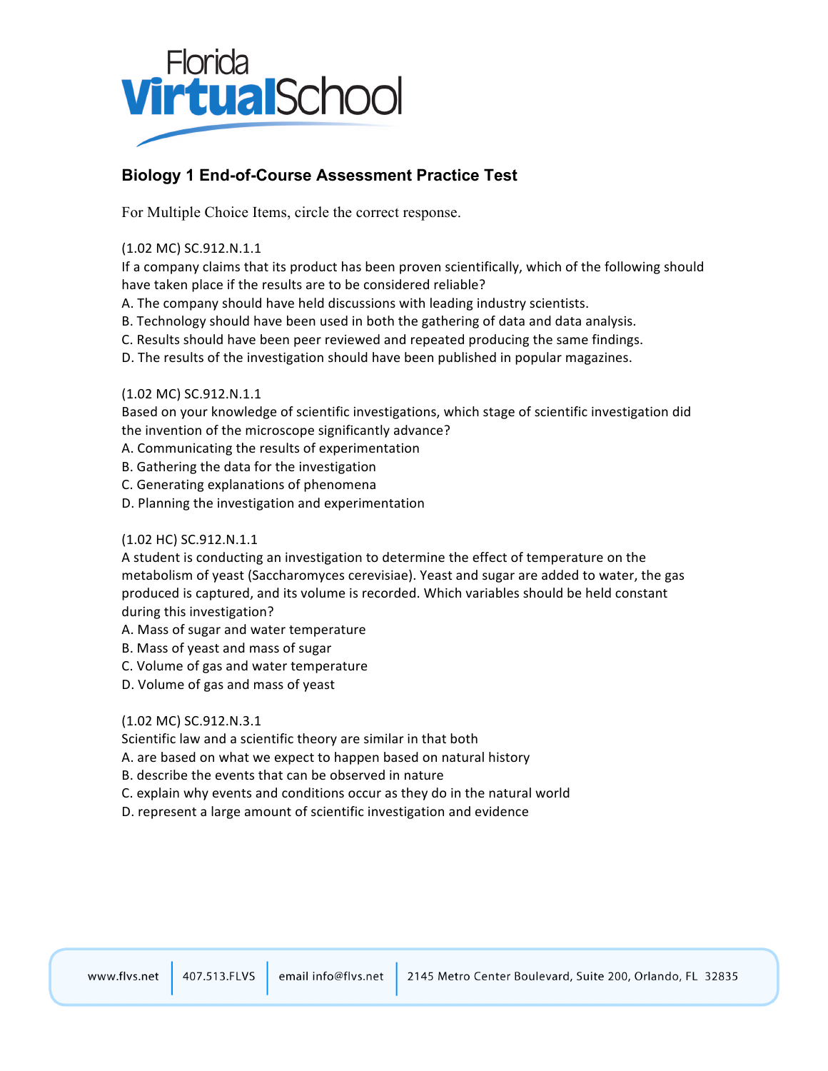## Biology 1 End-of-Course Assessment Practice Test

For Multiple Choice Items, circle the correct response.

(1.02 MC) SC.912.N.1.1
If a company claims that its product has been proven scientifically, which of the following should have taken place if the results are to be considered reliable?
A. The company should have held discussions with leading industry scientists.
B. Technology should have been used in both the gathering of data and data analysis.
C. Results should have been peer reviewed and repeated producing the same findings.
D. The results of the investigation should have been published in popular magazines.

(1.02 MC) SC.912.N.1.1
Based on your knowledge of scientific investigations, which stage of scientific investigation did the invention of the microscope significantly advance?
A. Communicating the results of experimentation
B. Gathering the data for the investigation
C. Generating explanations of phenomena
D. Planning the investigation and experimentation

(1.02 HC) SC.912.N.1.1
A student is conducting an investigation to determine the effect of temperature on the metabolism of yeast (Saccharomyces cerevisiae). Yeast and sugar are added to water, the gas produced is captured, and its volume is recorded. Which variables should be held constant during this investigation?
A. Mass of sugar and water temperature
B. Mass of yeast and mass of sugar
C. Volume of gas and water temperature
D. Volume of gas and mass of yeast

(1.02 MC) SC.912.N.3.1
Scientific law and a scientific theory are similar in that both
A. are based on what we expect to happen based on natural history
B. describe the events that can be observed in nature
C. explain why events and conditions occur as they do in the natural world
D. represent a large amount of scientific investigation and evidence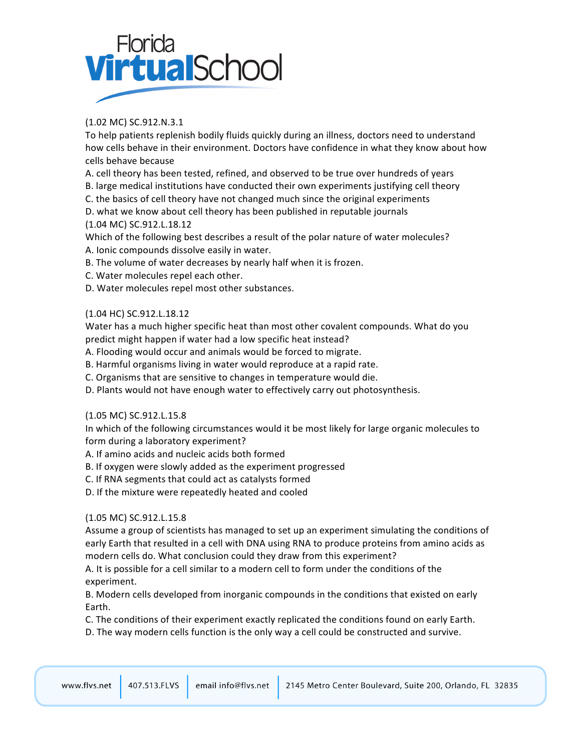(1.02 MC) SC.912.N.3.1
To help patients replenish bodily fluids quickly during an illness, doctors need to understand how cells behave in their environment. Doctors have confidence in what they know about how cells behave because
A. cell theory has been tested, refined, and observed to be true over hundreds of years
B. large medical institutions have conducted their own experiments justifying cell theory
C. the basics of cell theory have not changed much since the original experiments
D. what we know about cell theory has been published in reputable journals

(1.04 MC) SC.912.L.18.12
Which of the following best describes a result of the polar nature of water molecules?
A. Ionic compounds dissolve easily in water.
B. The volume of water decreases by nearly half when it is frozen.
C. Water molecules repel each other.
D. Water molecules repel most other substances.

(1.04 HC) SC.912.L.18.12
Water has a much higher specific heat than most other covalent compounds. What do you predict might happen if water had a low specific heat instead?
A. Flooding would occur and animals would be forced to migrate.
B. Harmful organisms living in water would reproduce at a rapid rate.
C. Organisms that are sensitive to changes in temperature would die.
D. Plants would not have enough water to effectively carry out photosynthesis.

(1.05 MC) SC.912.L.15.8
In which of the following circumstances would it be most likely for large organic molecules to form during a laboratory experiment?
A. If amino acids and nucleic acids both formed
B. If oxygen were slowly added as the experiment progressed
C. If RNA segments that could act as catalysts formed
D. If the mixture were repeatedly heated and cooled

(1.05 MC) SC.912.L.15.8
Assume a group of scientists has managed to set up an experiment simulating the conditions of early Earth that resulted in a cell with DNA using RNA to produce proteins from amino acids as modern cells do. What conclusion could they draw from this experiment?
A. It is possible for a cell similar to a modern cell to form under the conditions of the experiment.
B. Modern cells developed from inorganic compounds in the conditions that existed on early Earth.
C. The conditions of their experiment exactly replicated the conditions found on early Earth.
D. The way modern cells function is the only way a cell could be constructed and survive.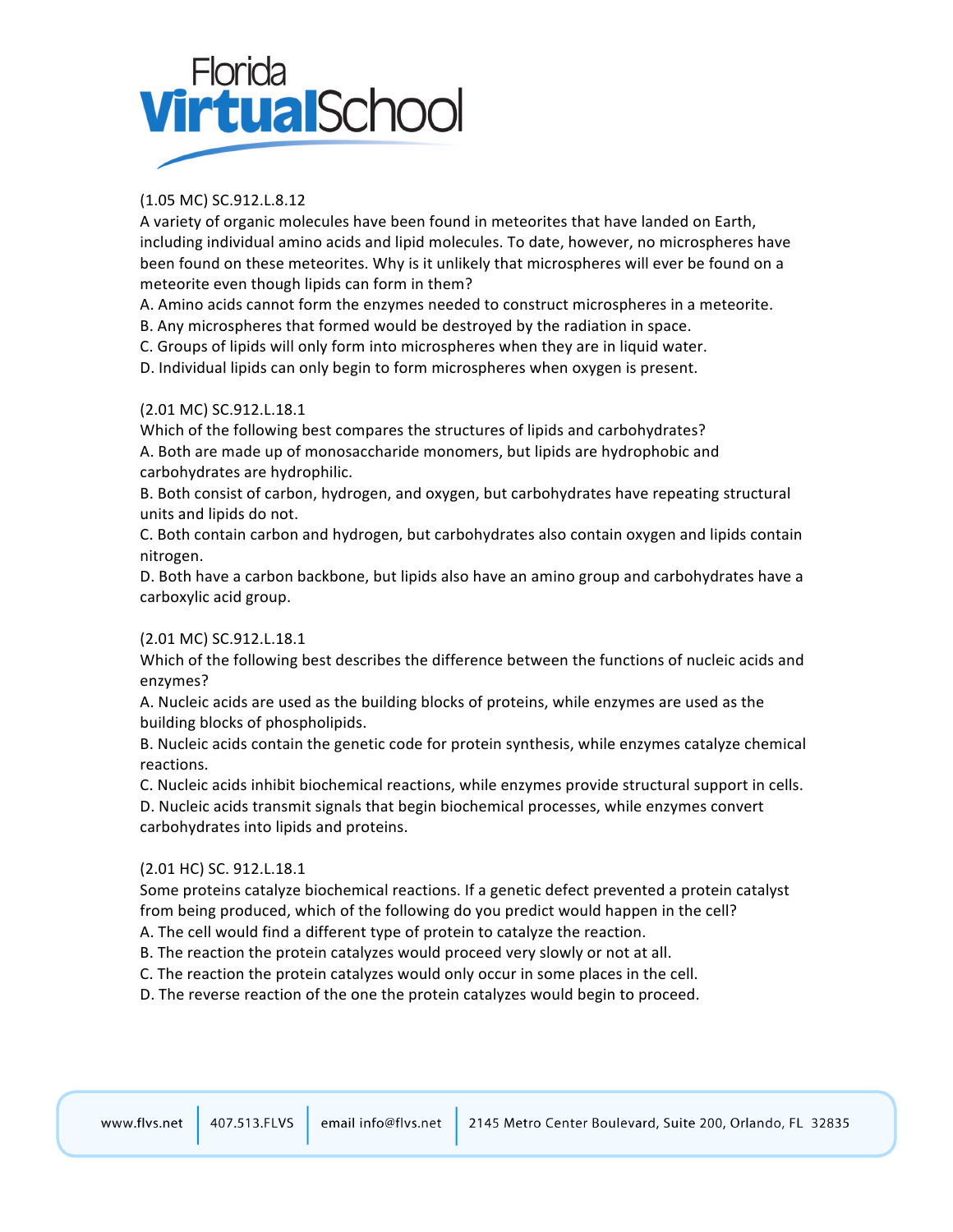(1.05 MC) SC.912.L.8.12
A variety of organic molecules have been found in meteorites that have landed on Earth, including individual amino acids and lipid molecules. To date, however, no microspheres have been found on these meteorites. Why is it unlikely that microspheres will ever be found on a meteorite even though lipids can form in them?
A. Amino acids cannot form the enzymes needed to construct microspheres in a meteorite.
B. Any microspheres that formed would be destroyed by the radiation in space.
C. Groups of lipids will only form into microspheres when they are in liquid water.
D. Individual lipids can only begin to form microspheres when oxygen is present.

(2.01 MC) SC.912.L.18.1
Which of the following best compares the structures of lipids and carbohydrates?
A. Both are made up of monosaccharide monomers, but lipids are hydrophobic and carbohydrates are hydrophilic.
B. Both consist of carbon, hydrogen, and oxygen, but carbohydrates have repeating structural units and lipids do not.
C. Both contain carbon and hydrogen, but carbohydrates also contain oxygen and lipids contain nitrogen.
D. Both have a carbon backbone, but lipids also have an amino group and carbohydrates have a carboxylic acid group.

(2.01 MC) SC.912.L.18.1
Which of the following best describes the difference between the functions of nucleic acids and enzymes?
A. Nucleic acids are used as the building blocks of proteins, while enzymes are used as the building blocks of phospholipids.
B. Nucleic acids contain the genetic code for protein synthesis, while enzymes catalyze chemical reactions.
C. Nucleic acids inhibit biochemical reactions, while enzymes provide structural support in cells.
D. Nucleic acids transmit signals that begin biochemical processes, while enzymes convert carbohydrates into lipids and proteins.

(2.01 HC) SC. 912.L.18.1
Some proteins catalyze biochemical reactions. If a genetic defect prevented a protein catalyst from being produced, which of the following do you predict would happen in the cell?
A. The cell would find a different type of protein to catalyze the reaction.
B. The reaction the protein catalyzes would proceed very slowly or not at all.
C. The reaction the protein catalyzes would only occur in some places in the cell.
D. The reverse reaction of the one the protein catalyzes would begin to proceed.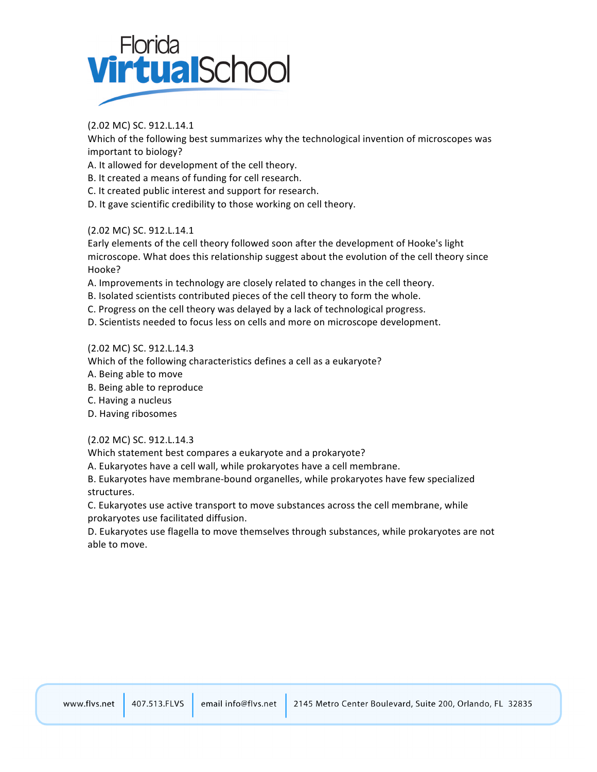(2.02 MC) SC. 912.L.14.1
Which of the following best summarizes why the technological invention of microscopes was important to biology?
A. It allowed for development of the cell theory.
B. It created a means of funding for cell research.
C. It created public interest and support for research.
D. It gave scientific credibility to those working on cell theory.

(2.02 MC) SC. 912.L.14.1
Early elements of the cell theory followed soon after the development of Hooke's light microscope. What does this relationship suggest about the evolution of the cell theory since Hooke?
A. Improvements in technology are closely related to changes in the cell theory.
B. Isolated scientists contributed pieces of the cell theory to form the whole.
C. Progress on the cell theory was delayed by a lack of technological progress.
D. Scientists needed to focus less on cells and more on microscope development.

(2.02 MC) SC. 912.L.14.3
Which of the following characteristics defines a cell as a eukaryote?
A. Being able to move
B. Being able to reproduce
C. Having a nucleus
D. Having ribosomes

(2.02 MC) SC. 912.L.14.3
Which statement best compares a eukaryote and a prokaryote?
A. Eukaryotes have a cell wall, while prokaryotes have a cell membrane.
B. Eukaryotes have membrane-bound organelles, while prokaryotes have few specialized structures.
C. Eukaryotes use active transport to move substances across the cell membrane, while prokaryotes use facilitated diffusion.
D. Eukaryotes use flagella to move themselves through substances, while prokaryotes are not able to move.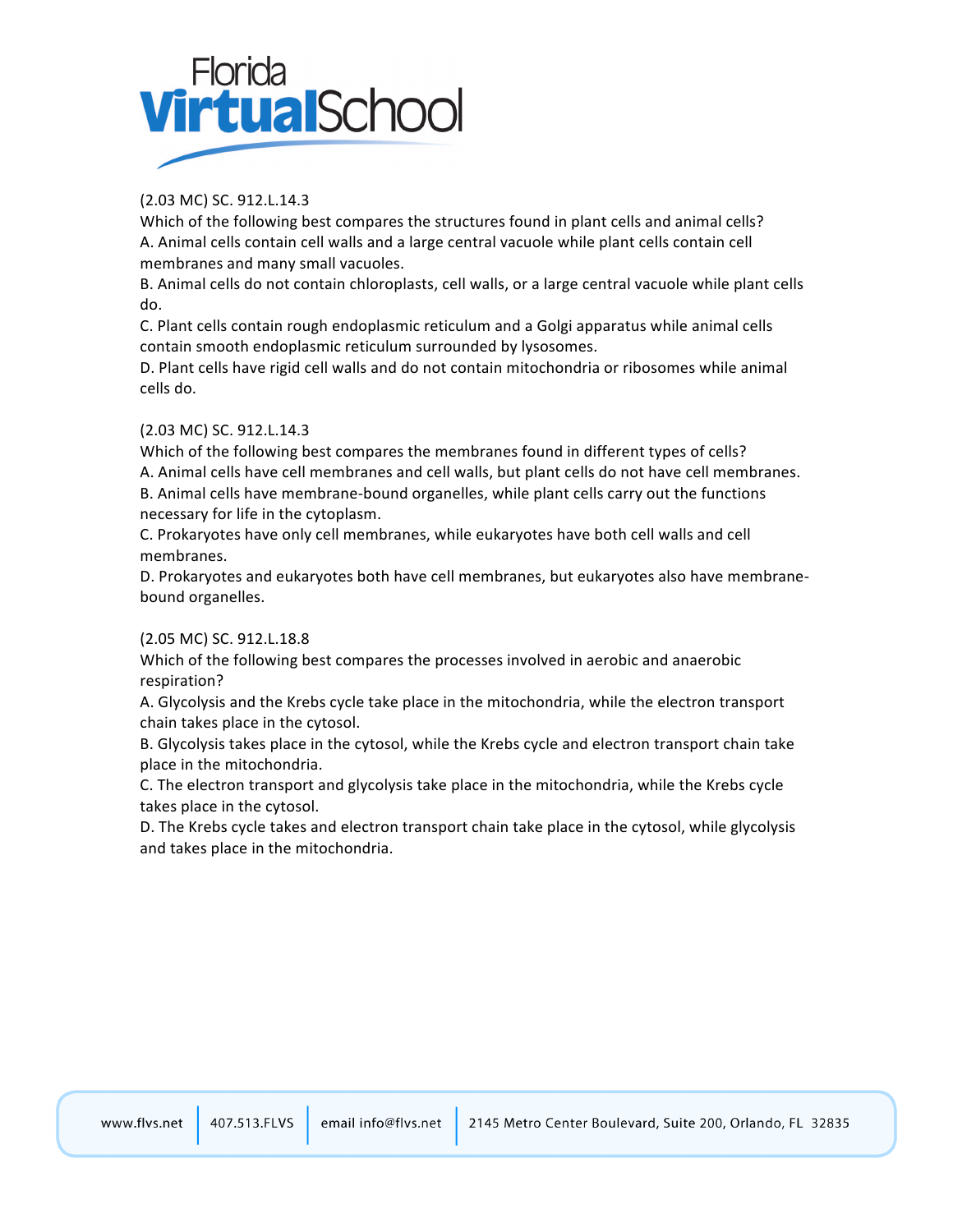(2.03 MC) SC. 912.L.14.3
Which of the following best compares the structures found in plant cells and animal cells?
A. Animal cells contain cell walls and a large central vacuole while plant cells contain cell membranes and many small vacuoles.
B. Animal cells do not contain chloroplasts, cell walls, or a large central vacuole while plant cells do.
C. Plant cells contain rough endoplasmic reticulum and a Golgi apparatus while animal cells contain smooth endoplasmic reticulum surrounded by lysosomes.
D. Plant cells have rigid cell walls and do not contain mitochondria or ribosomes while animal cells do.

(2.03 MC) SC. 912.L.14.3
Which of the following best compares the membranes found in different types of cells?
A. Animal cells have cell membranes and cell walls, but plant cells do not have cell membranes.
B. Animal cells have membrane-bound organelles, while plant cells carry out the functions necessary for life in the cytoplasm.
C. Prokaryotes have only cell membranes, while eukaryotes have both cell walls and cell membranes.
D. Prokaryotes and eukaryotes both have cell membranes, but eukaryotes also have membrane-bound organelles.

(2.05 MC) SC. 912.L.18.8
Which of the following best compares the processes involved in aerobic and anaerobic respiration?
A. Glycolysis and the Krebs cycle take place in the mitochondria, while the electron transport chain takes place in the cytosol.
B. Glycolysis takes place in the cytosol, while the Krebs cycle and electron transport chain take place in the mitochondria.
C. The electron transport and glycolysis take place in the mitochondria, while the Krebs cycle takes place in the cytosol.
D. The Krebs cycle takes and electron transport chain take place in the cytosol, while glycolysis and takes place in the mitochondria.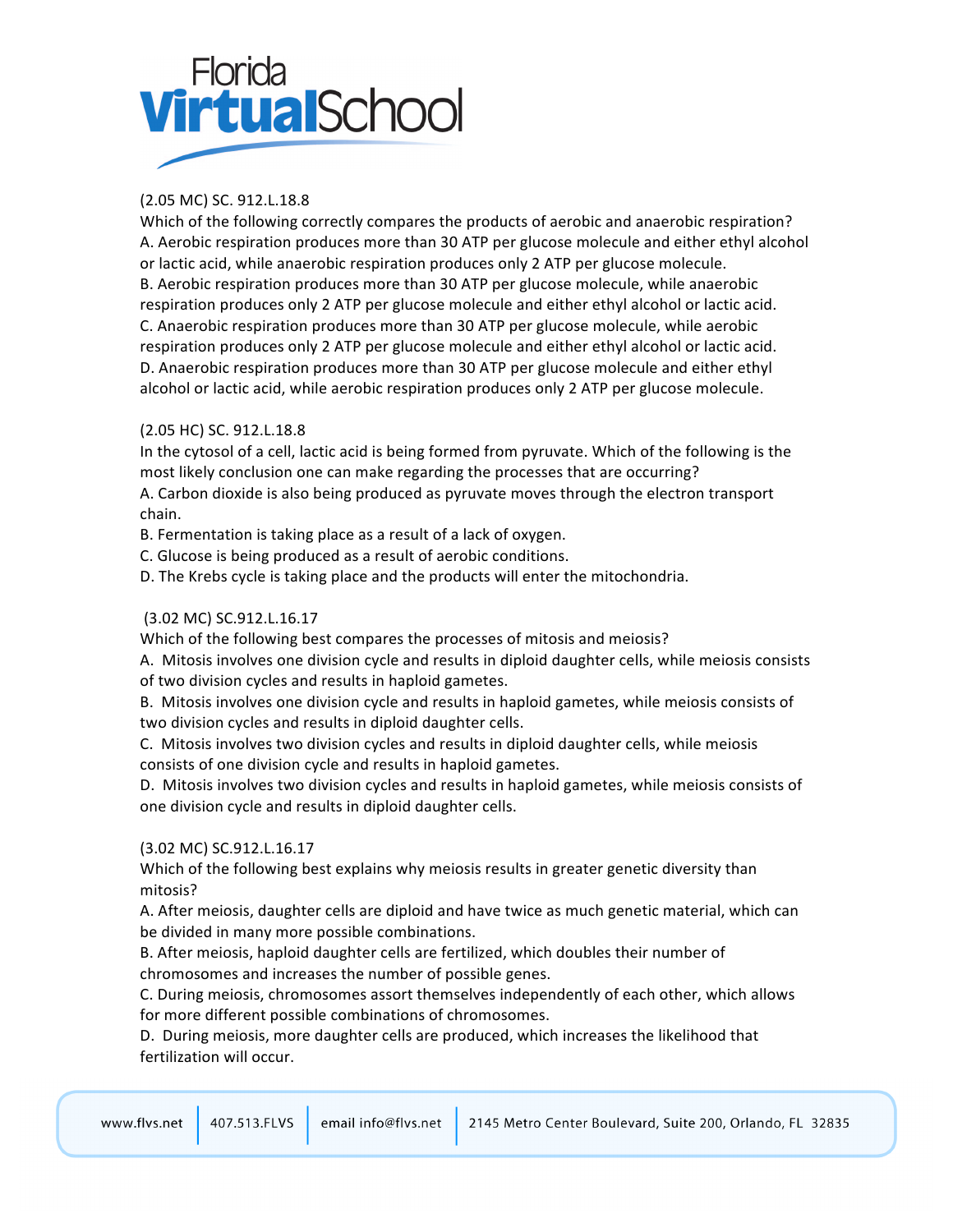(2.05 MC) SC. 912.L.18.8
Which of the following correctly compares the products of aerobic and anaerobic respiration?
A. Aerobic respiration produces more than 30 ATP per glucose molecule and either ethyl alcohol or lactic acid, while anaerobic respiration produces only 2 ATP per glucose molecule.
B. Aerobic respiration produces more than 30 ATP per glucose molecule, while anaerobic respiration produces only 2 ATP per glucose molecule and either ethyl alcohol or lactic acid.
C. Anaerobic respiration produces more than 30 ATP per glucose molecule, while aerobic respiration produces only 2 ATP per glucose molecule and either ethyl alcohol or lactic acid.
D. Anaerobic respiration produces more than 30 ATP per glucose molecule and either ethyl alcohol or lactic acid, while aerobic respiration produces only 2 ATP per glucose molecule.

(2.05 HC) SC. 912.L.18.8
In the cytosol of a cell, lactic acid is being formed from pyruvate. Which of the following is the most likely conclusion one can make regarding the processes that are occurring?
A. Carbon dioxide is also being produced as pyruvate moves through the electron transport chain.
B. Fermentation is taking place as a result of a lack of oxygen.
C. Glucose is being produced as a result of aerobic conditions.
D. The Krebs cycle is taking place and the products will enter the mitochondria.

(3.02 MC) SC.912.L.16.17
Which of the following best compares the processes of mitosis and meiosis?
A. Mitosis involves one division cycle and results in diploid daughter cells, while meiosis consists of two division cycles and results in haploid gametes.
B. Mitosis involves one division cycle and results in haploid gametes, while meiosis consists of two division cycles and results in diploid daughter cells.
C. Mitosis involves two division cycles and results in diploid daughter cells, while meiosis consists of one division cycle and results in haploid gametes.
D. Mitosis involves two division cycles and results in haploid gametes, while meiosis consists of one division cycle and results in diploid daughter cells.

(3.02 MC) SC.912.L.16.17
Which of the following best explains why meiosis results in greater genetic diversity than mitosis?
A. After meiosis, daughter cells are diploid and have twice as much genetic material, which can be divided in many more possible combinations.
B. After meiosis, haploid daughter cells are fertilized, which doubles their number of chromosomes and increases the number of possible genes.
C. During meiosis, chromosomes assort themselves independently of each other, which allows for more different possible combinations of chromosomes.
D. During meiosis, more daughter cells are produced, which increases the likelihood that fertilization will occur.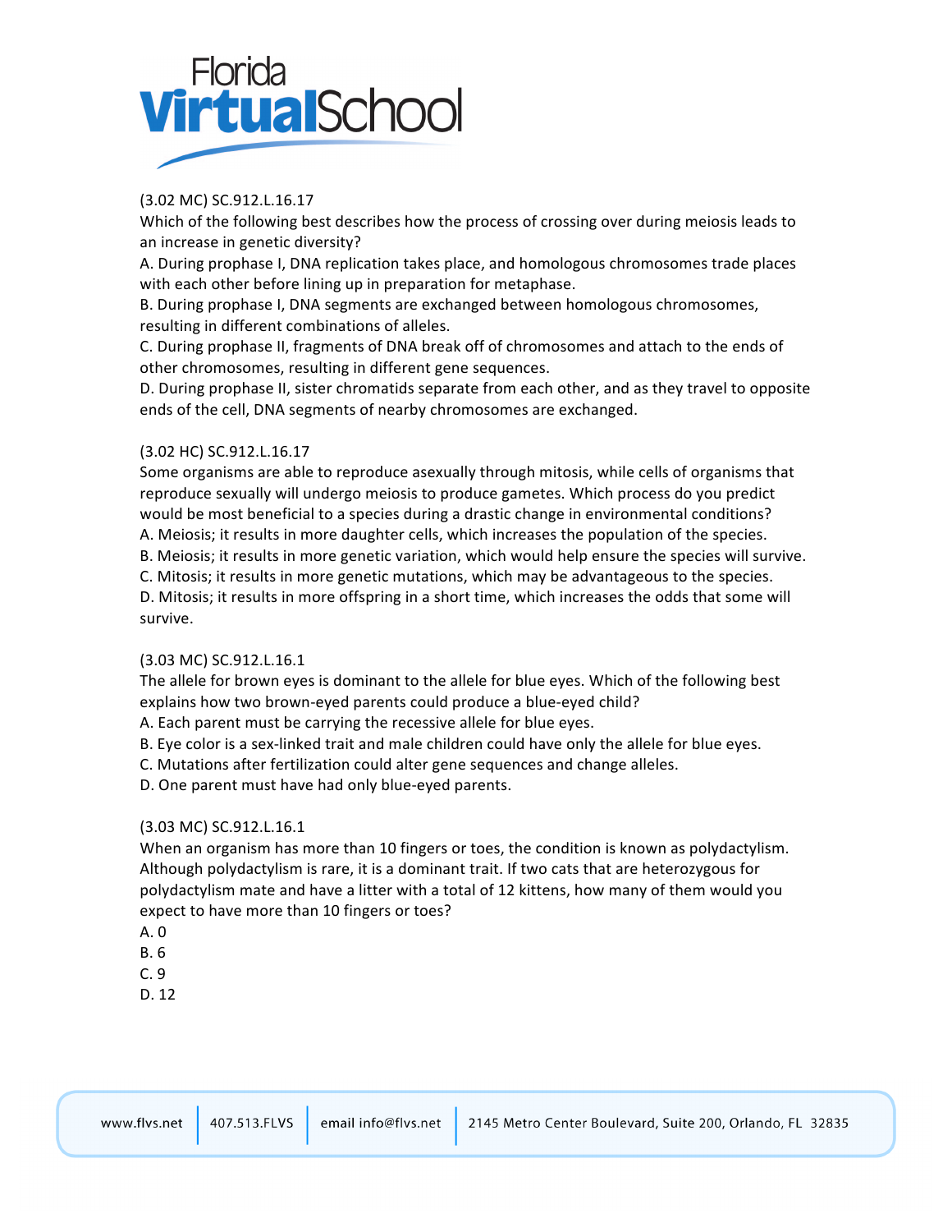(3.02 MC) SC.912.L.16.17
Which of the following best describes how the process of crossing over during meiosis leads to an increase in genetic diversity?
A. During prophase I, DNA replication takes place, and homologous chromosomes trade places with each other before lining up in preparation for metaphase.
B. During prophase I, DNA segments are exchanged between homologous chromosomes, resulting in different combinations of alleles.
C. During prophase II, fragments of DNA break off of chromosomes and attach to the ends of other chromosomes, resulting in different gene sequences.
D. During prophase II, sister chromatids separate from each other, and as they travel to opposite ends of the cell, DNA segments of nearby chromosomes are exchanged.

(3.02 HC) SC.912.L.16.17
Some organisms are able to reproduce asexually through mitosis, while cells of organisms that reproduce sexually will undergo meiosis to produce gametes. Which process do you predict would be most beneficial to a species during a drastic change in environmental conditions?
A. Meiosis; it results in more daughter cells, which increases the population of the species.
B. Meiosis; it results in more genetic variation, which would help ensure the species will survive.
C. Mitosis; it results in more genetic mutations, which may be advantageous to the species.
D. Mitosis; it results in more offspring in a short time, which increases the odds that some will survive.

(3.03 MC) SC.912.L.16.1
The allele for brown eyes is dominant to the allele for blue eyes. Which of the following best explains how two brown-eyed parents could produce a blue-eyed child?
A. Each parent must be carrying the recessive allele for blue eyes.
B. Eye color is a sex-linked trait and male children could have only the allele for blue eyes.
C. Mutations after fertilization could alter gene sequences and change alleles.
D. One parent must have had only blue-eyed parents.

(3.03 MC) SC.912.L.16.1
When an organism has more than 10 fingers or toes, the condition is known as polydactylism. Although polydactylism is rare, it is a dominant trait. If two cats that are heterozygous for polydactylism mate and have a litter with a total of 12 kittens, how many of them would you expect to have more than 10 fingers or toes?
A. 0
B. 6
C. 9
D. 12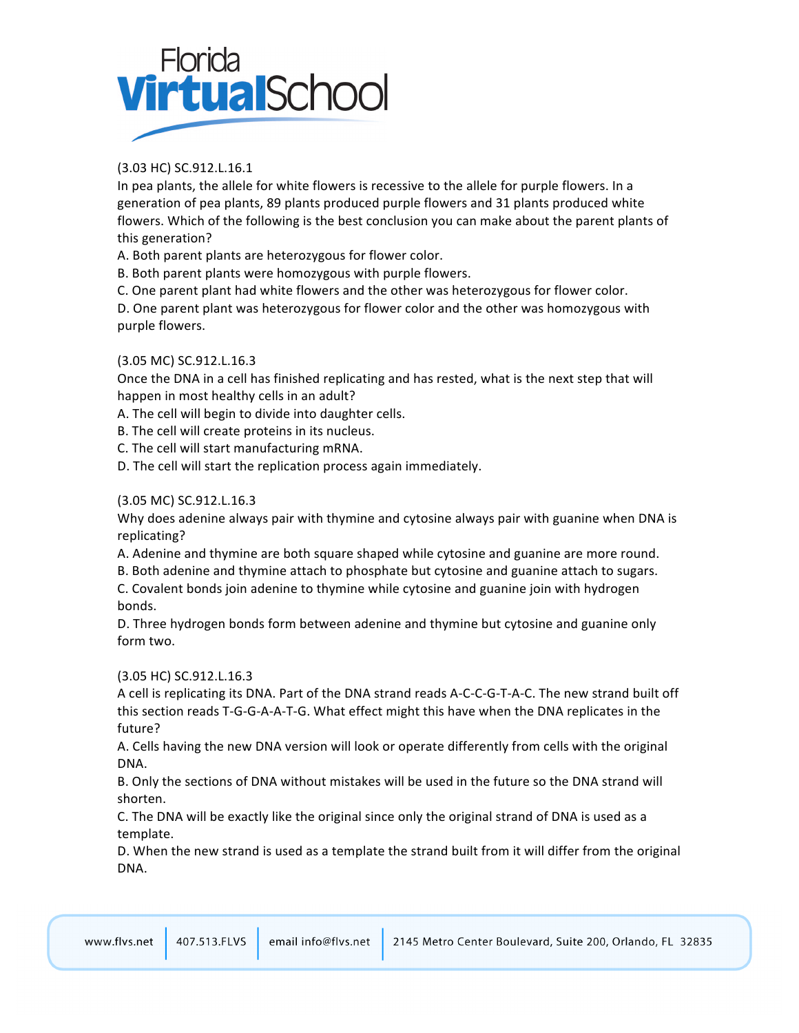(3.03 HC) SC.912.L.16.1

In pea plants, the allele for white flowers is recessive to the allele for purple flowers. In a generation of pea plants, 89 plants produced purple flowers and 31 plants produced white flowers. Which of the following is the best conclusion you can make about the parent plants of this generation?

A. Both parent plants are heterozygous for flower color.
B. Both parent plants were homozygous with purple flowers.
C. One parent plant had white flowers and the other was heterozygous for flower color.
D. One parent plant was heterozygous for flower color and the other was homozygous with purple flowers.

(3.05 MC) SC.912.L.16.3

Once the DNA in a cell has finished replicating and has rested, what is the next step that will happen in most healthy cells in an adult?

A. The cell will begin to divide into daughter cells.
B. The cell will create proteins in its nucleus.
C. The cell will start manufacturing mRNA.
D. The cell will start the replication process again immediately.

(3.05 MC) SC.912.L.16.3

Why does adenine always pair with thymine and cytosine always pair with guanine when DNA is replicating?

A. Adenine and thymine are both square shaped while cytosine and guanine are more round.
B. Both adenine and thymine attach to phosphate but cytosine and guanine attach to sugars.
C. Covalent bonds join adenine to thymine while cytosine and guanine join with hydrogen bonds.
D. Three hydrogen bonds form between adenine and thymine but cytosine and guanine only form two.

(3.05 HC) SC.912.L.16.3

A cell is replicating its DNA. Part of the DNA strand reads A-C-C-G-T-A-C. The new strand built off this section reads T-G-G-A-A-T-G. What effect might this have when the DNA replicates in the future?

A. Cells having the new DNA version will look or operate differently from cells with the original DNA.
B. Only the sections of DNA without mistakes will be used in the future so the DNA strand will shorten.
C. The DNA will be exactly like the original since only the original strand of DNA is used as a template.
D. When the new strand is used as a template the strand built from it will differ from the original DNA.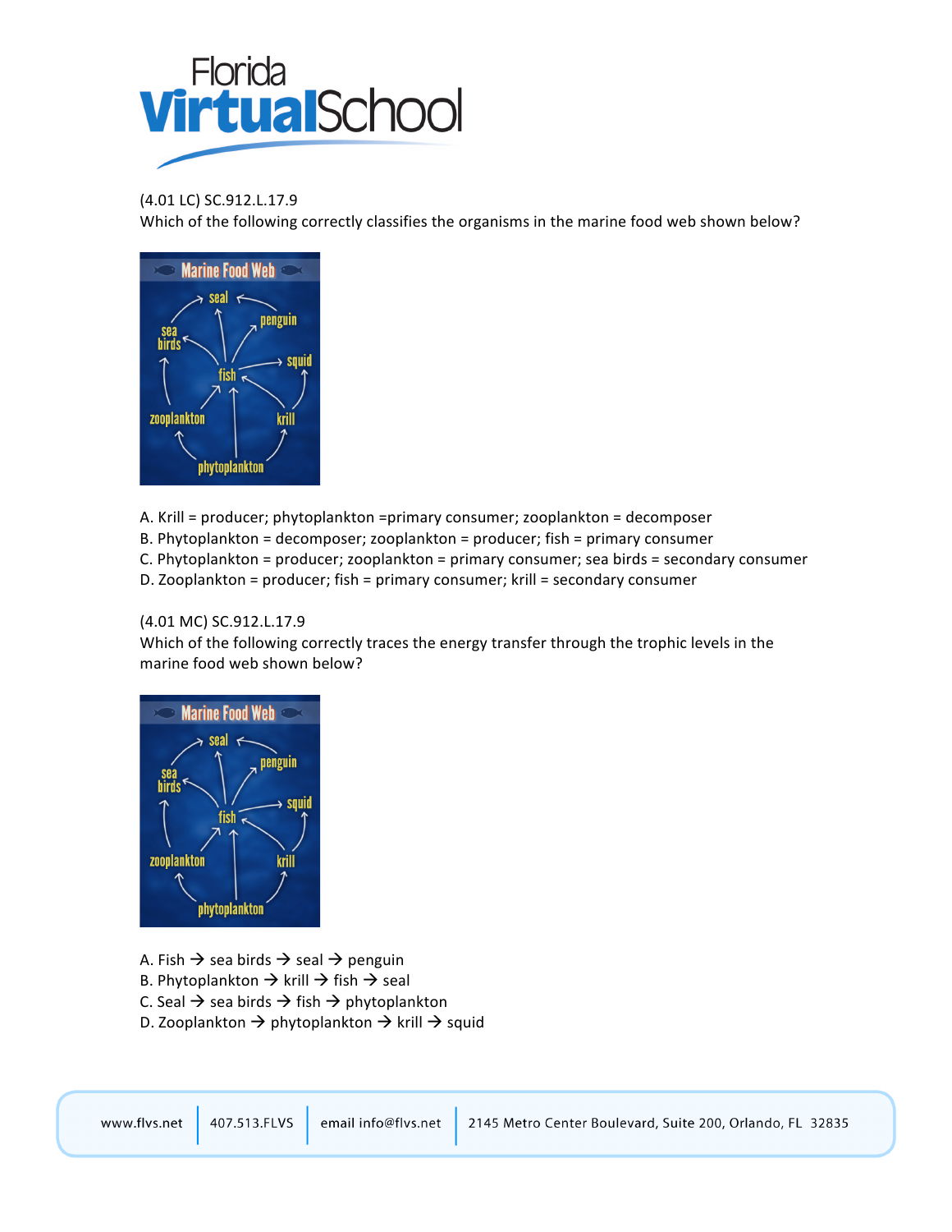(4.01 LC) SC.912.L.17.9
Which of the following correctly classifies the organisms in the marine food web shown below?

A. Krill = producer; phytoplankton =primary consumer; zooplankton = decomposer
B. Phytoplankton = decomposer; zooplankton = producer; fish = primary consumer
C. Phytoplankton = producer; zooplankton = primary consumer; sea birds = secondary consumer
D. Zooplankton = producer; fish = primary consumer; krill = secondary consumer

(4.01 MC) SC.912.L.17.9
Which of the following correctly traces the energy transfer through the trophic levels in the marine food web shown below?

A. Fish → sea birds → seal → penguin
B. Phytoplankton → krill → fish → seal
C. Seal → sea birds → fish → phytoplankton
D. Zooplankton → phytoplankton → krill → squid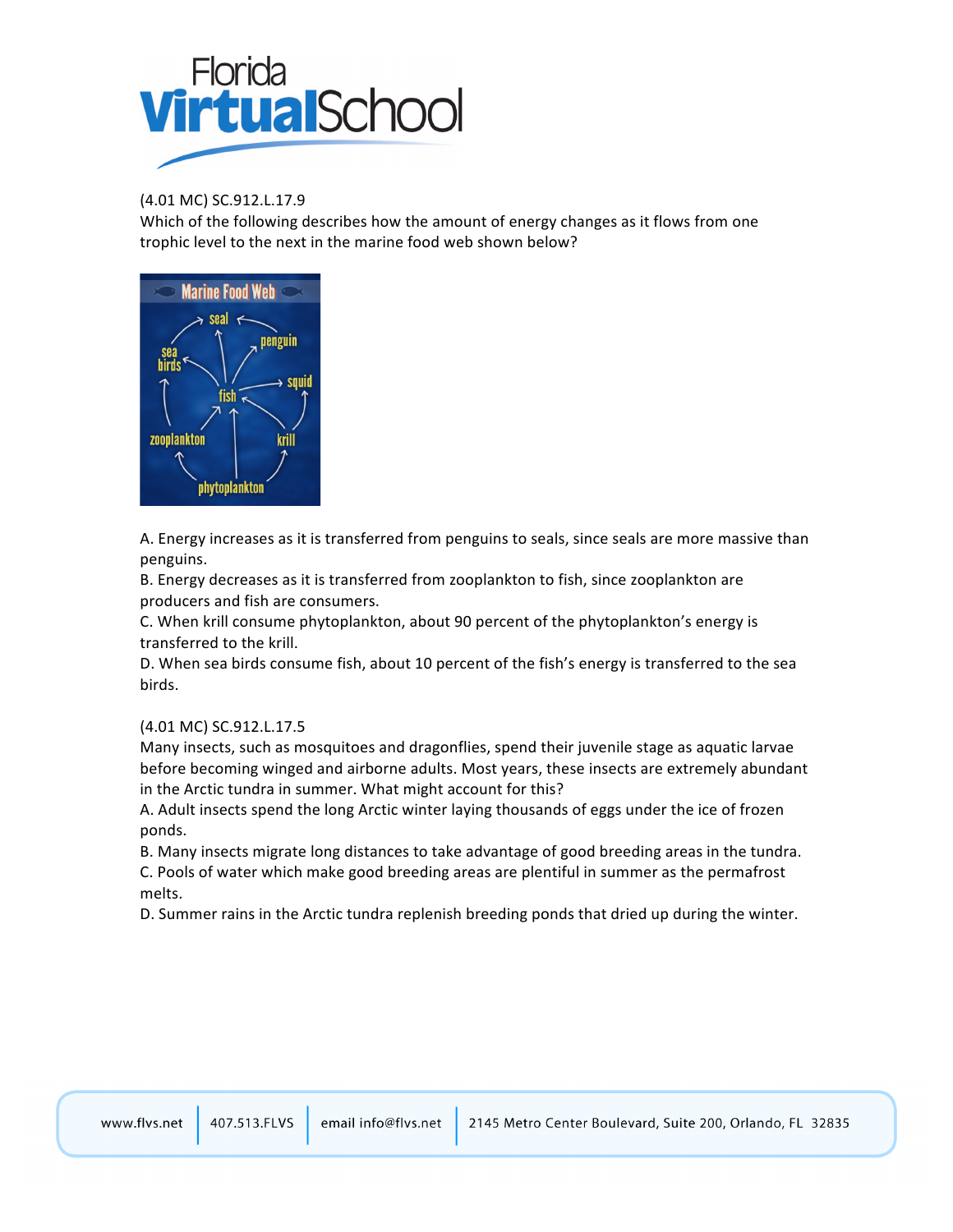(4.01 MC) SC.912.L.17.9
Which of the following describes how the amount of energy changes as it flows from one trophic level to the next in the marine food web shown below?

A. Energy increases as it is transferred from penguins to seals, since seals are more massive than penguins.
B. Energy decreases as it is transferred from zooplankton to fish, since zooplankton are producers and fish are consumers.
C. When krill consume phytoplankton, about 90 percent of the phytoplankton's energy is transferred to the krill.
D. When sea birds consume fish, about 10 percent of the fish's energy is transferred to the sea birds.

(4.01 MC) SC.912.L.17.5
Many insects, such as mosquitoes and dragonflies, spend their juvenile stage as aquatic larvae before becoming winged and airborne adults. Most years, these insects are extremely abundant in the Arctic tundra in summer. What might account for this?
A. Adult insects spend the long Arctic winter laying thousands of eggs under the ice of frozen ponds.
B. Many insects migrate long distances to take advantage of good breeding areas in the tundra.
C. Pools of water which make good breeding areas are plentiful in summer as the permafrost melts.
D. Summer rains in the Arctic tundra replenish breeding ponds that dried up during the winter.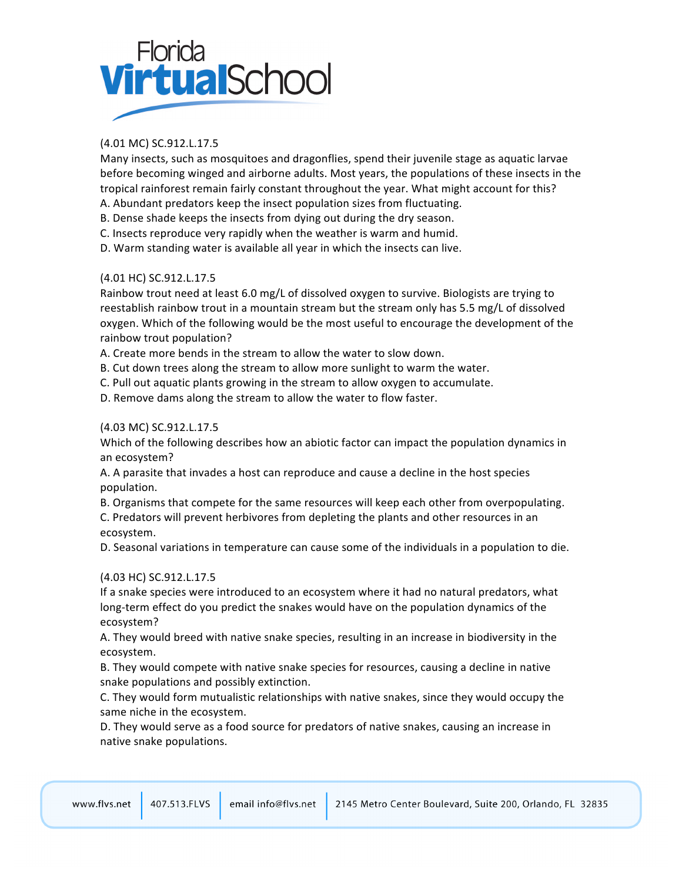(4.01 MC) SC.912.L.17.5

Many insects, such as mosquitoes and dragonflies, spend their juvenile stage as aquatic larvae before becoming winged and airborne adults. Most years, the populations of these insects in the tropical rainforest remain fairly constant throughout the year. What might account for this?

A. Abundant predators keep the insect population sizes from fluctuating.
B. Dense shade keeps the insects from dying out during the dry season.
C. Insects reproduce very rapidly when the weather is warm and humid.
D. Warm standing water is available all year in which the insects can live.

(4.01 HC) SC.912.L.17.5

Rainbow trout need at least 6.0 mg/L of dissolved oxygen to survive. Biologists are trying to reestablish rainbow trout in a mountain stream but the stream only has 5.5 mg/L of dissolved oxygen. Which of the following would be the most useful to encourage the development of the rainbow trout population?

A. Create more bends in the stream to allow the water to slow down.
B. Cut down trees along the stream to allow more sunlight to warm the water.
C. Pull out aquatic plants growing in the stream to allow oxygen to accumulate.
D. Remove dams along the stream to allow the water to flow faster.

(4.03 MC) SC.912.L.17.5

Which of the following describes how an abiotic factor can impact the population dynamics in an ecosystem?

A. A parasite that invades a host can reproduce and cause a decline in the host species population.
B. Organisms that compete for the same resources will keep each other from overpopulating.
C. Predators will prevent herbivores from depleting the plants and other resources in an ecosystem.
D. Seasonal variations in temperature can cause some of the individuals in a population to die.

(4.03 HC) SC.912.L.17.5

If a snake species were introduced to an ecosystem where it had no natural predators, what long-term effect do you predict the snakes would have on the population dynamics of the ecosystem?

A. They would breed with native snake species, resulting in an increase in biodiversity in the ecosystem.
B. They would compete with native snake species for resources, causing a decline in native snake populations and possibly extinction.
C. They would form mutualistic relationships with native snakes, since they would occupy the same niche in the ecosystem.
D. They would serve as a food source for predators of native snakes, causing an increase in native snake populations.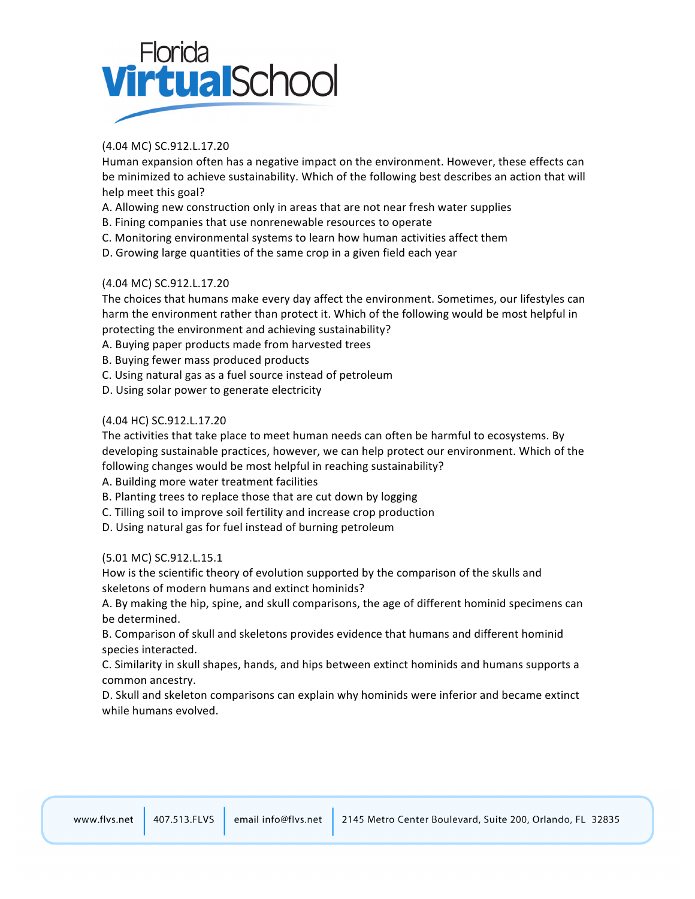(4.04 MC) SC.912.L.17.20
Human expansion often has a negative impact on the environment. However, these effects can be minimized to achieve sustainability. Which of the following best describes an action that will help meet this goal?
A. Allowing new construction only in areas that are not near fresh water supplies
B. Fining companies that use nonrenewable resources to operate
C. Monitoring environmental systems to learn how human activities affect them
D. Growing large quantities of the same crop in a given field each year

(4.04 MC) SC.912.L.17.20
The choices that humans make every day affect the environment. Sometimes, our lifestyles can harm the environment rather than protect it. Which of the following would be most helpful in protecting the environment and achieving sustainability?
A. Buying paper products made from harvested trees
B. Buying fewer mass produced products
C. Using natural gas as a fuel source instead of petroleum
D. Using solar power to generate electricity

(4.04 HC) SC.912.L.17.20
The activities that take place to meet human needs can often be harmful to ecosystems. By developing sustainable practices, however, we can help protect our environment. Which of the following changes would be most helpful in reaching sustainability?
A. Building more water treatment facilities
B. Planting trees to replace those that are cut down by logging
C. Tilling soil to improve soil fertility and increase crop production
D. Using natural gas for fuel instead of burning petroleum

(5.01 MC) SC.912.L.15.1
How is the scientific theory of evolution supported by the comparison of the skulls and skeletons of modern humans and extinct hominids?
A. By making the hip, spine, and skull comparisons, the age of different hominid specimens can be determined.
B. Comparison of skull and skeletons provides evidence that humans and different hominid species interacted.
C. Similarity in skull shapes, hands, and hips between extinct hominids and humans supports a common ancestry.
D. Skull and skeleton comparisons can explain why hominids were inferior and became extinct while humans evolved.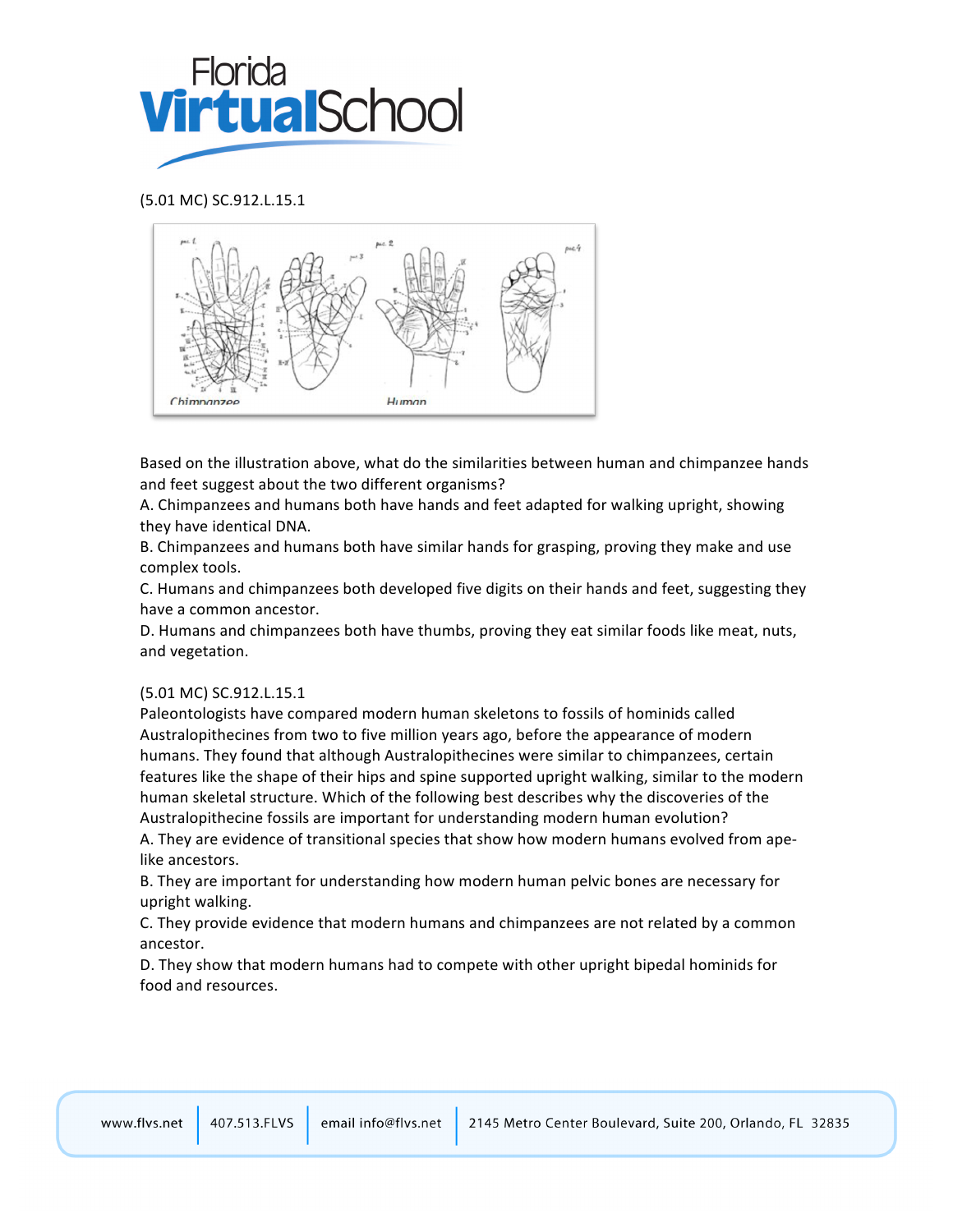(5.01 MC) SC.912.L.15.1

Chimpanzee Human

Based on the illustration above, what do the similarities between human and chimpanzee hands and feet suggest about the two different organisms?

A. Chimpanzees and humans both have hands and feet adapted for walking upright, showing they have identical DNA.
B. Chimpanzees and humans both have similar hands for grasping, proving they make and use complex tools.
C. Humans and chimpanzees both developed five digits on their hands and feet, suggesting they have a common ancestor.
D. Humans and chimpanzees both have thumbs, proving they eat similar foods like meat, nuts, and vegetation.

(5.01 MC) SC.912.L.15.1

Paleontologists have compared modern human skeletons to fossils of hominids called Australopithecines from two to five million years ago, before the appearance of modern humans. They found that although Australopithecines were similar to chimpanzees, certain features like the shape of their hips and spine supported upright walking, similar to the modern human skeletal structure. Which of the following best describes why the discoveries of the Australopithecine fossils are important for understanding modern human evolution?

A. They are evidence of transitional species that show how modern humans evolved from ape-like ancestors.
B. They are important for understanding how modern human pelvic bones are necessary for upright walking.
C. They provide evidence that modern humans and chimpanzees are not related by a common ancestor.
D. They show that modern humans had to compete with other upright bipedal hominids for food and resources.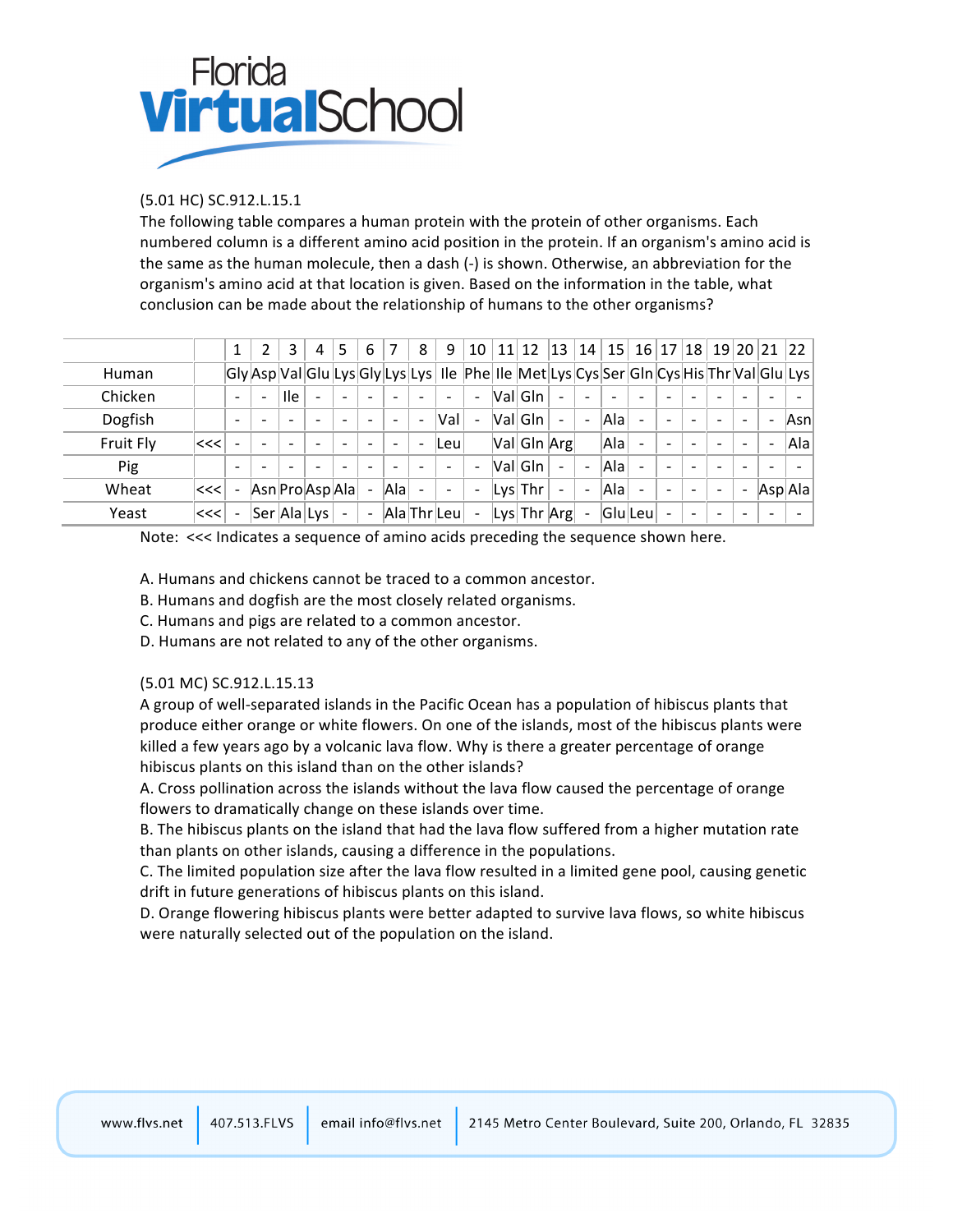(5.01 HC) SC.912.L.15.1

The following table compares a human protein with the protein of other organisms. Each numbered column is a different amino acid position in the protein. If an organism's amino acid is the same as the human molecule, then a dash (-) is shown. Otherwise, an abbreviation for the organism's amino acid at that location is given. Based on the information in the table, what conclusion can be made about the relationship of humans to the other organisms?

| | | 1 | 2 | 3 | 4 | 5 | 6 | 7 | 8 | 9 | 10 | 11 | 12 | 13 | 14 | 15 | 16 | 17 | 18 | 19 | 20 | 21 | 22 |
|---|---|---|---|---|---|---|---|---|---|---|---|---|---|---|---|---|---|---|---|---|---|---|---|
| Human | | Gly | Asp | Val | Glu | Lys | Gly | Lys | Lys | Ile | Phe | Ile | Met | Lys | Cys | Ser | Gln | Cys | His | Thr | Val | Glu | Lys |
| Chicken | | - | - | Ile | - | - | - | - | - | - | - | Val | Gln | - | - | - | - | - | - | - | - | - | - |
| Dogfish | | - | - | - | - | - | - | - | - | Val | - | Val | Gln | - | - | Ala | - | - | - | - | - | - | Asn |
| Fruit Fly | <<< | - | - | - | - | - | - | - | - | Leu | | Val | Gln | Arg | | Ala | - | - | - | - | - | - | Ala |
| Pig | | - | - | - | - | - | - | - | - | - | - | Val | Gln | - | - | Ala | - | - | - | - | - | - | - |
| Wheat | <<< | - | Asn | Pro | Asp | Ala | - | Ala | - | - | - | Lys | Thr | - | - | Ala | - | - | - | - | - | Asp | Ala |
| Yeast | <<< | - | Ser | Ala | Lys | - | - | Ala | Thr | Leu | - | Lys | Thr | Arg | - | Glu | Leu | - | - | - | - | - | - |

Note: <<< Indicates a sequence of amino acids preceding the sequence shown here.

A. Humans and chickens cannot be traced to a common ancestor.
B. Humans and dogfish are the most closely related organisms.
C. Humans and pigs are related to a common ancestor.
D. Humans are not related to any of the other organisms.

(5.01 MC) SC.912.L.15.13

A group of well-separated islands in the Pacific Ocean has a population of hibiscus plants that produce either orange or white flowers. On one of the islands, most of the hibiscus plants were killed a few years ago by a volcanic lava flow. Why is there a greater percentage of orange hibiscus plants on this island than on the other islands?

A. Cross pollination across the islands without the lava flow caused the percentage of orange flowers to dramatically change on these islands over time.
B. The hibiscus plants on the island that had the lava flow suffered from a higher mutation rate than plants on other islands, causing a difference in the populations.
C. The limited population size after the lava flow resulted in a limited gene pool, causing genetic drift in future generations of hibiscus plants on this island.
D. Orange flowering hibiscus plants were better adapted to survive lava flows, so white hibiscus were naturally selected out of the population on the island.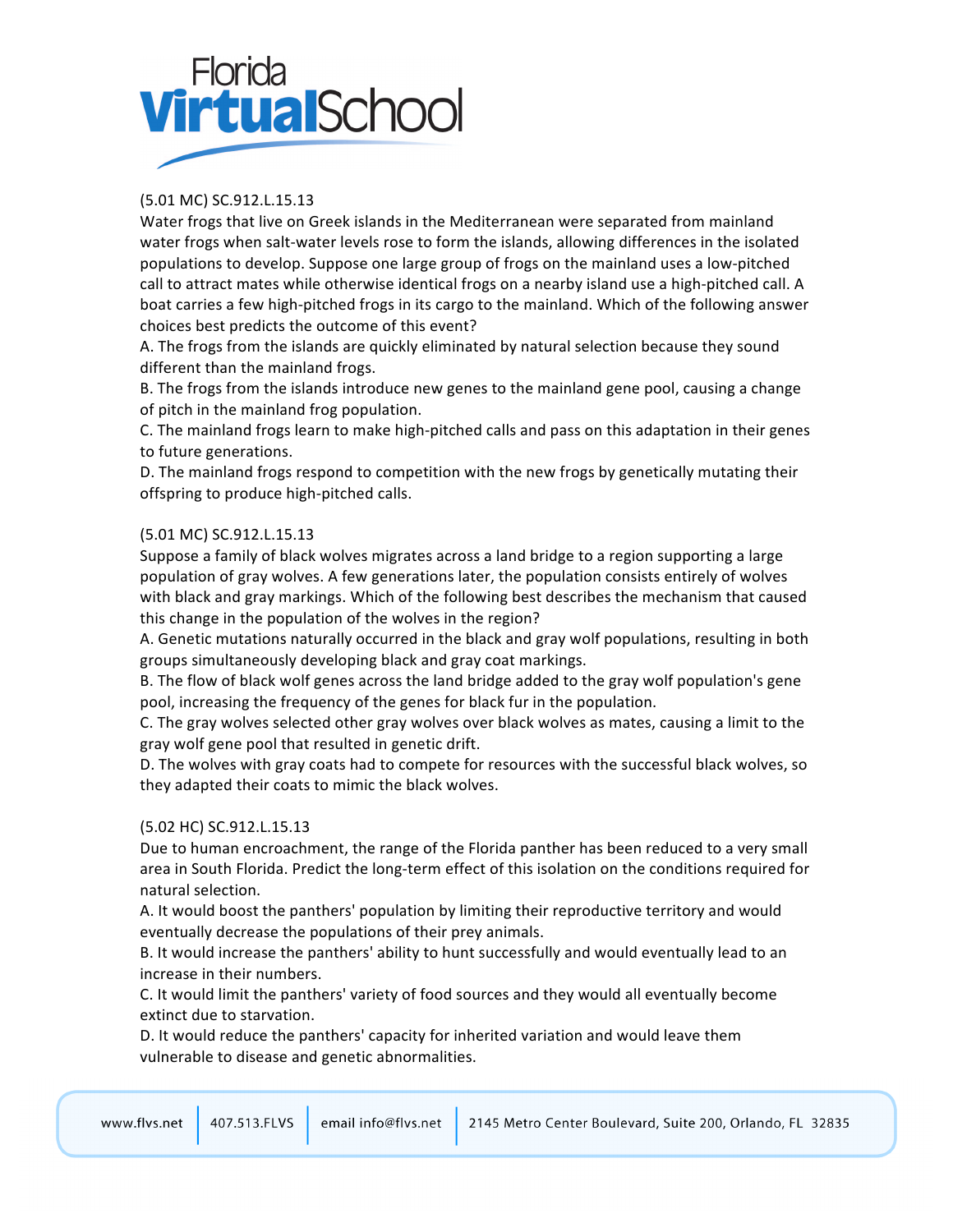(5.01 MC) SC.912.L.15.13

Water frogs that live on Greek islands in the Mediterranean were separated from mainland water frogs when salt-water levels rose to form the islands, allowing differences in the isolated populations to develop. Suppose one large group of frogs on the mainland uses a low-pitched call to attract mates while otherwise identical frogs on a nearby island use a high-pitched call. A boat carries a few high-pitched frogs in its cargo to the mainland. Which of the following answer choices best predicts the outcome of this event?

A. The frogs from the islands are quickly eliminated by natural selection because they sound different than the mainland frogs.

B. The frogs from the islands introduce new genes to the mainland gene pool, causing a change of pitch in the mainland frog population.

C. The mainland frogs learn to make high-pitched calls and pass on this adaptation in their genes to future generations.

D. The mainland frogs respond to competition with the new frogs by genetically mutating their offspring to produce high-pitched calls.

(5.01 MC) SC.912.L.15.13

Suppose a family of black wolves migrates across a land bridge to a region supporting a large population of gray wolves. A few generations later, the population consists entirely of wolves with black and gray markings. Which of the following best describes the mechanism that caused this change in the population of the wolves in the region?

A. Genetic mutations naturally occurred in the black and gray wolf populations, resulting in both groups simultaneously developing black and gray coat markings.

B. The flow of black wolf genes across the land bridge added to the gray wolf population's gene pool, increasing the frequency of the genes for black fur in the population.

C. The gray wolves selected other gray wolves over black wolves as mates, causing a limit to the gray wolf gene pool that resulted in genetic drift.

D. The wolves with gray coats had to compete for resources with the successful black wolves, so they adapted their coats to mimic the black wolves.

(5.02 HC) SC.912.L.15.13

Due to human encroachment, the range of the Florida panther has been reduced to a very small area in South Florida. Predict the long-term effect of this isolation on the conditions required for natural selection.

A. It would boost the panthers' population by limiting their reproductive territory and would eventually decrease the populations of their prey animals.

B. It would increase the panthers' ability to hunt successfully and would eventually lead to an increase in their numbers.

C. It would limit the panthers' variety of food sources and they would all eventually become extinct due to starvation.

D. It would reduce the panthers' capacity for inherited variation and would leave them vulnerable to disease and genetic abnormalities.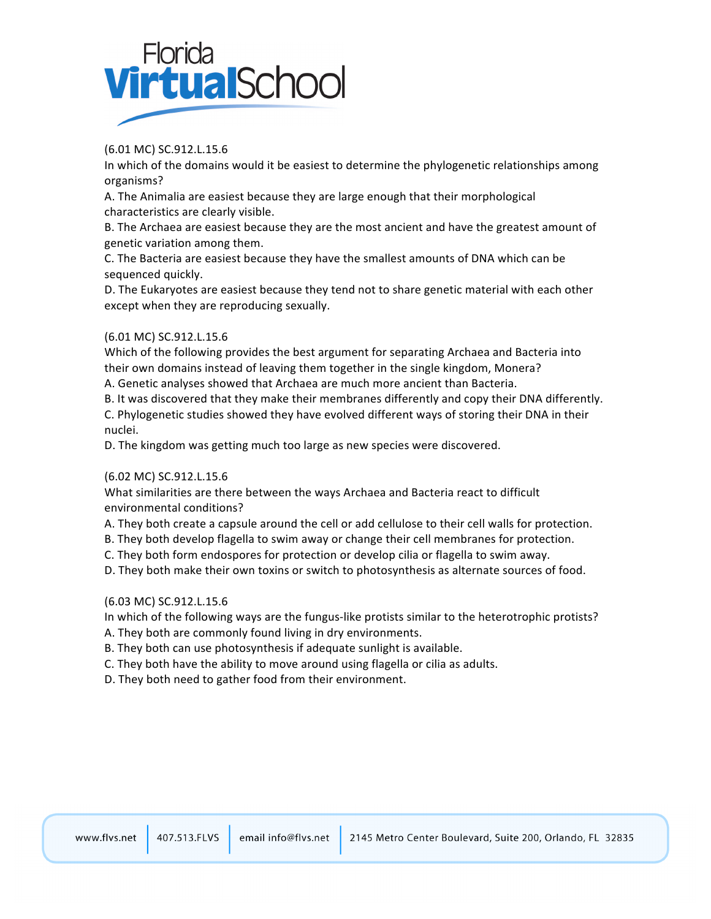(6.01 MC) SC.912.L.15.6
In which of the domains would it be easiest to determine the phylogenetic relationships among organisms?
A. The Animalia are easiest because they are large enough that their morphological characteristics are clearly visible.
B. The Archaea are easiest because they are the most ancient and have the greatest amount of genetic variation among them.
C. The Bacteria are easiest because they have the smallest amounts of DNA which can be sequenced quickly.
D. The Eukaryotes are easiest because they tend not to share genetic material with each other except when they are reproducing sexually.

(6.01 MC) SC.912.L.15.6
Which of the following provides the best argument for separating Archaea and Bacteria into their own domains instead of leaving them together in the single kingdom, Monera?
A. Genetic analyses showed that Archaea are much more ancient than Bacteria.
B. It was discovered that they make their membranes differently and copy their DNA differently.
C. Phylogenetic studies showed they have evolved different ways of storing their DNA in their nuclei.
D. The kingdom was getting much too large as new species were discovered.

(6.02 MC) SC.912.L.15.6
What similarities are there between the ways Archaea and Bacteria react to difficult environmental conditions?
A. They both create a capsule around the cell or add cellulose to their cell walls for protection.
B. They both develop flagella to swim away or change their cell membranes for protection.
C. They both form endospores for protection or develop cilia or flagella to swim away.
D. They both make their own toxins or switch to photosynthesis as alternate sources of food.

(6.03 MC) SC.912.L.15.6
In which of the following ways are the fungus-like protists similar to the heterotrophic protists?
A. They both are commonly found living in dry environments.
B. They both can use photosynthesis if adequate sunlight is available.
C. They both have the ability to move around using flagella or cilia as adults.
D. They both need to gather food from their environment.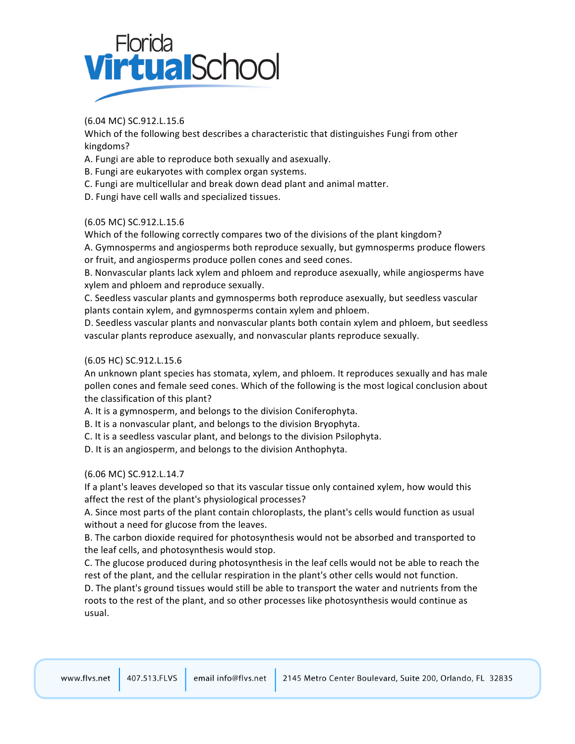(6.04 MC) SC.912.L.15.6
Which of the following best describes a characteristic that distinguishes Fungi from other kingdoms?
A. Fungi are able to reproduce both sexually and asexually.
B. Fungi are eukaryotes with complex organ systems.
C. Fungi are multicellular and break down dead plant and animal matter.
D. Fungi have cell walls and specialized tissues.

(6.05 MC) SC.912.L.15.6
Which of the following correctly compares two of the divisions of the plant kingdom?
A. Gymnosperms and angiosperms both reproduce sexually, but gymnosperms produce flowers or fruit, and angiosperms produce pollen cones and seed cones.
B. Nonvascular plants lack xylem and phloem and reproduce asexually, while angiosperms have xylem and phloem and reproduce sexually.
C. Seedless vascular plants and gymnosperms both reproduce asexually, but seedless vascular plants contain xylem, and gymnosperms contain xylem and phloem.
D. Seedless vascular plants and nonvascular plants both contain xylem and phloem, but seedless vascular plants reproduce asexually, and nonvascular plants reproduce sexually.

(6.05 HC) SC.912.L.15.6
An unknown plant species has stomata, xylem, and phloem. It reproduces sexually and has male pollen cones and female seed cones. Which of the following is the most logical conclusion about the classification of this plant?
A. It is a gymnosperm, and belongs to the division Coniferophyta.
B. It is a nonvascular plant, and belongs to the division Bryophyta.
C. It is a seedless vascular plant, and belongs to the division Psilophyta.
D. It is an angiosperm, and belongs to the division Anthophyta.

(6.06 MC) SC.912.L.14.7
If a plant's leaves developed so that its vascular tissue only contained xylem, how would this affect the rest of the plant's physiological processes?
A. Since most parts of the plant contain chloroplasts, the plant's cells would function as usual without a need for glucose from the leaves.
B. The carbon dioxide required for photosynthesis would not be absorbed and transported to the leaf cells, and photosynthesis would stop.
C. The glucose produced during photosynthesis in the leaf cells would not be able to reach the rest of the plant, and the cellular respiration in the plant's other cells would not function.
D. The plant's ground tissues would still be able to transport the water and nutrients from the roots to the rest of the plant, and so other processes like photosynthesis would continue as usual.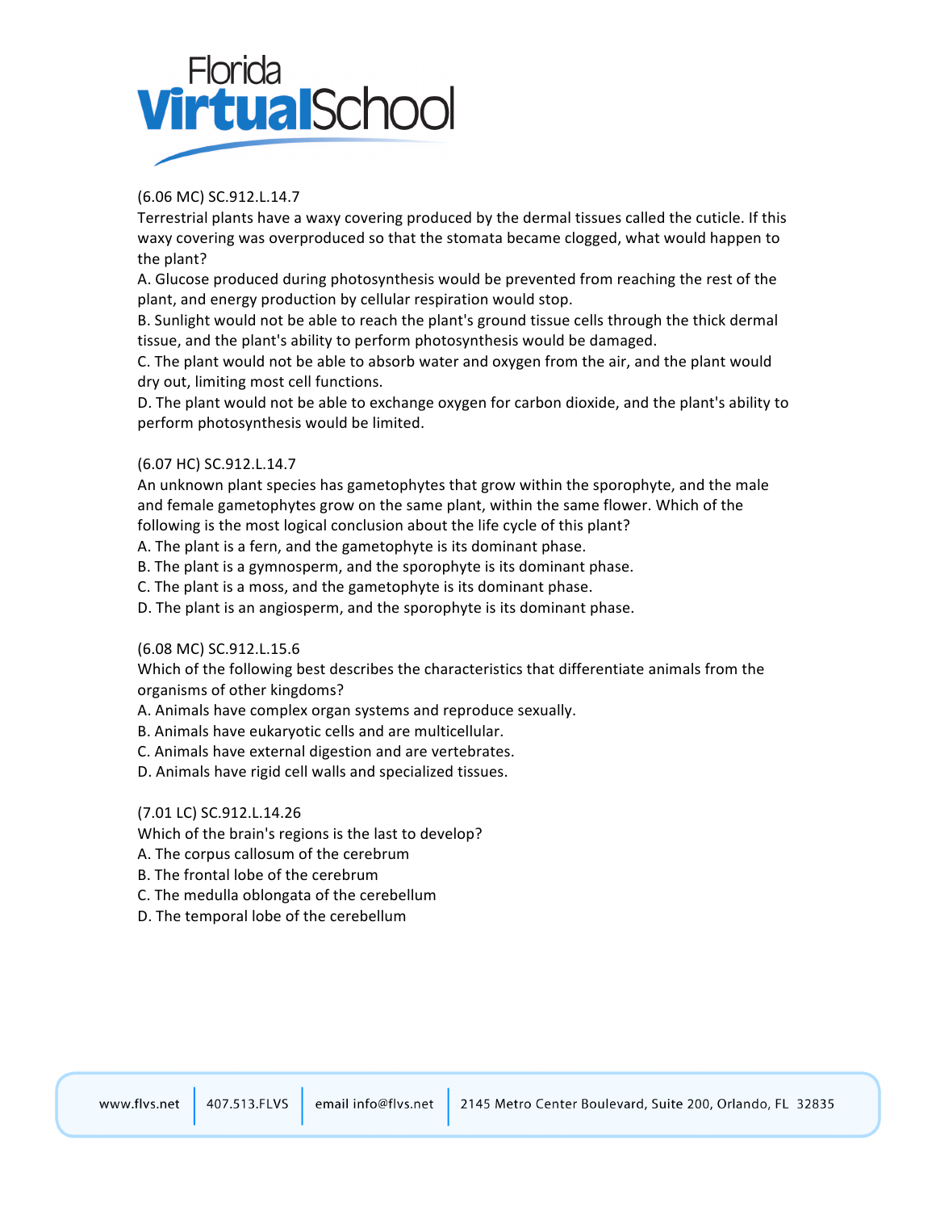(6.06 MC) SC.912.L.14.7

Terrestrial plants have a waxy covering produced by the dermal tissues called the cuticle. If this waxy covering was overproduced so that the stomata became clogged, what would happen to the plant?

A. Glucose produced during photosynthesis would be prevented from reaching the rest of the plant, and energy production by cellular respiration would stop.

B. Sunlight would not be able to reach the plant's ground tissue cells through the thick dermal tissue, and the plant's ability to perform photosynthesis would be damaged.

C. The plant would not be able to absorb water and oxygen from the air, and the plant would dry out, limiting most cell functions.

D. The plant would not be able to exchange oxygen for carbon dioxide, and the plant's ability to perform photosynthesis would be limited.

(6.07 HC) SC.912.L.14.7

An unknown plant species has gametophytes that grow within the sporophyte, and the male and female gametophytes grow on the same plant, within the same flower. Which of the following is the most logical conclusion about the life cycle of this plant?

A. The plant is a fern, and the gametophyte is its dominant phase.

B. The plant is a gymnosperm, and the sporophyte is its dominant phase.

C. The plant is a moss, and the gametophyte is its dominant phase.

D. The plant is an angiosperm, and the sporophyte is its dominant phase.

(6.08 MC) SC.912.L.15.6

Which of the following best describes the characteristics that differentiate animals from the organisms of other kingdoms?

A. Animals have complex organ systems and reproduce sexually.

B. Animals have eukaryotic cells and are multicellular.

C. Animals have external digestion and are vertebrates.

D. Animals have rigid cell walls and specialized tissues.

(7.01 LC) SC.912.L.14.26

Which of the brain's regions is the last to develop?

A. The corpus callosum of the cerebrum

B. The frontal lobe of the cerebrum

C. The medulla oblongata of the cerebellum

D. The temporal lobe of the cerebellum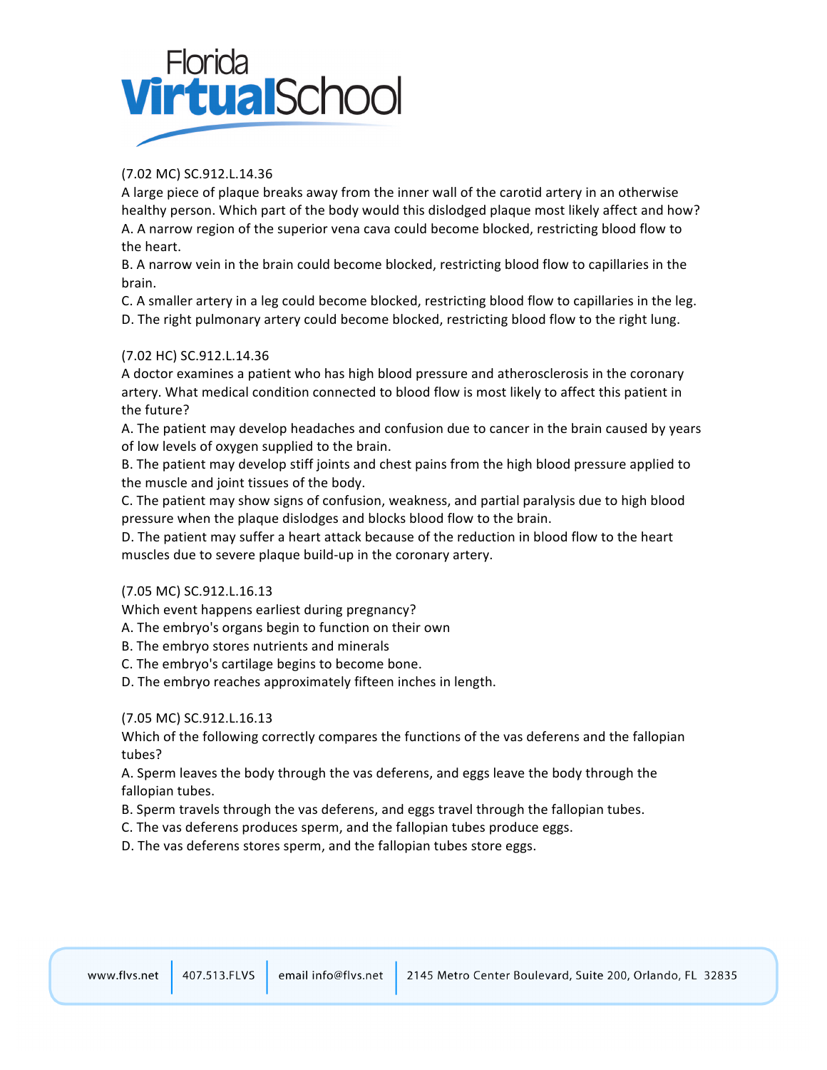(7.02 MC) SC.912.L.14.36
A large piece of plaque breaks away from the inner wall of the carotid artery in an otherwise healthy person. Which part of the body would this dislodged plaque most likely affect and how?
A. A narrow region of the superior vena cava could become blocked, restricting blood flow to the heart.
B. A narrow vein in the brain could become blocked, restricting blood flow to capillaries in the brain.
C. A smaller artery in a leg could become blocked, restricting blood flow to capillaries in the leg.
D. The right pulmonary artery could become blocked, restricting blood flow to the right lung.

(7.02 HC) SC.912.L.14.36
A doctor examines a patient who has high blood pressure and atherosclerosis in the coronary artery. What medical condition connected to blood flow is most likely to affect this patient in the future?
A. The patient may develop headaches and confusion due to cancer in the brain caused by years of low levels of oxygen supplied to the brain.
B. The patient may develop stiff joints and chest pains from the high blood pressure applied to the muscle and joint tissues of the body.
C. The patient may show signs of confusion, weakness, and partial paralysis due to high blood pressure when the plaque dislodges and blocks blood flow to the brain.
D. The patient may suffer a heart attack because of the reduction in blood flow to the heart muscles due to severe plaque build-up in the coronary artery.

(7.05 MC) SC.912.L.16.13
Which event happens earliest during pregnancy?
A. The embryo's organs begin to function on their own
B. The embryo stores nutrients and minerals
C. The embryo's cartilage begins to become bone.
D. The embryo reaches approximately fifteen inches in length.

(7.05 MC) SC.912.L.16.13
Which of the following correctly compares the functions of the vas deferens and the fallopian tubes?
A. Sperm leaves the body through the vas deferens, and eggs leave the body through the fallopian tubes.
B. Sperm travels through the vas deferens, and eggs travel through the fallopian tubes.
C. The vas deferens produces sperm, and the fallopian tubes produce eggs.
D. The vas deferens stores sperm, and the fallopian tubes store eggs.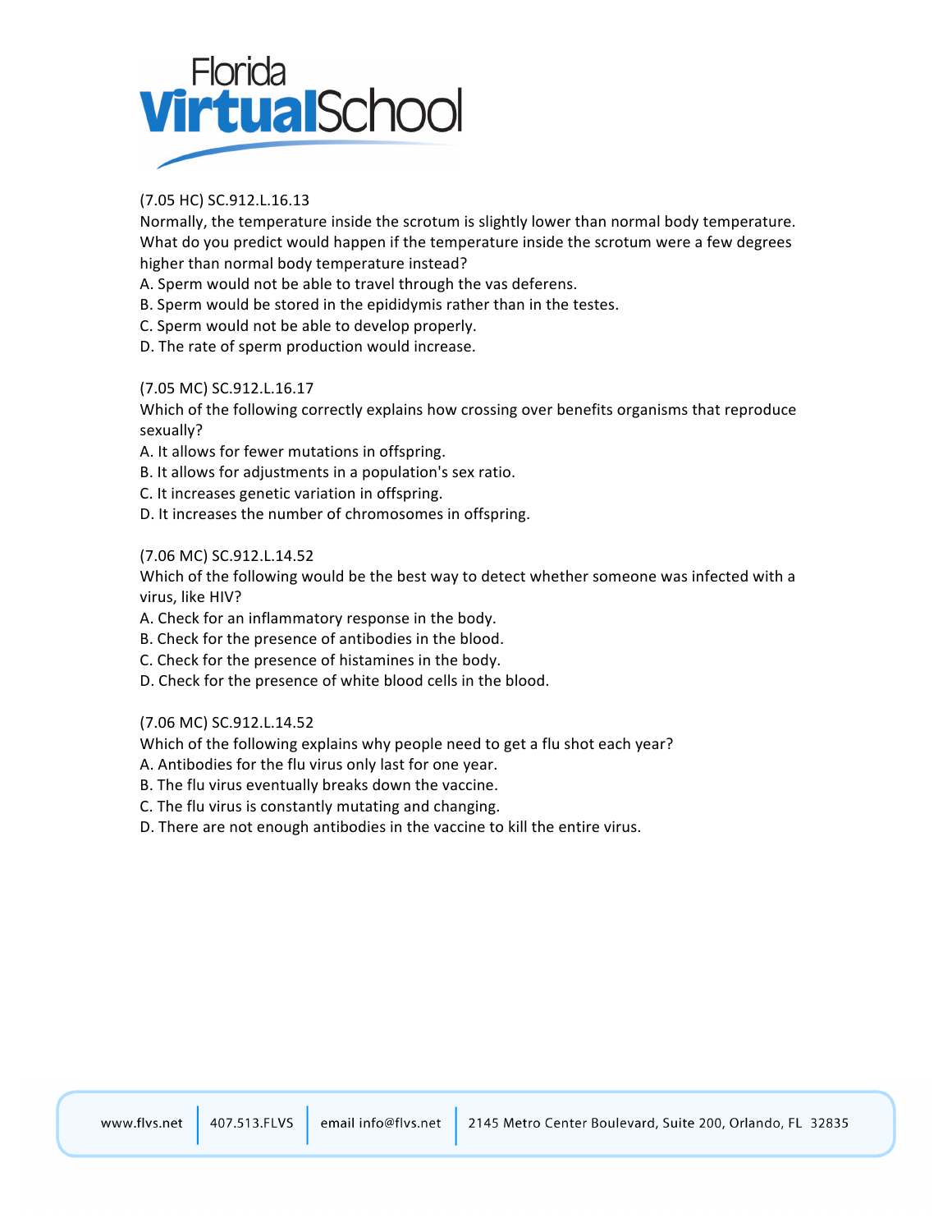(7.05 HC) SC.912.L.16.13
Normally, the temperature inside the scrotum is slightly lower than normal body temperature. What do you predict would happen if the temperature inside the scrotum were a few degrees higher than normal body temperature instead?
A. Sperm would not be able to travel through the vas deferens.
B. Sperm would be stored in the epididymis rather than in the testes.
C. Sperm would not be able to develop properly.
D. The rate of sperm production would increase.

(7.05 MC) SC.912.L.16.17
Which of the following correctly explains how crossing over benefits organisms that reproduce sexually?
A. It allows for fewer mutations in offspring.
B. It allows for adjustments in a population's sex ratio.
C. It increases genetic variation in offspring.
D. It increases the number of chromosomes in offspring.

(7.06 MC) SC.912.L.14.52
Which of the following would be the best way to detect whether someone was infected with a virus, like HIV?
A. Check for an inflammatory response in the body.
B. Check for the presence of antibodies in the blood.
C. Check for the presence of histamines in the body.
D. Check for the presence of white blood cells in the blood.

(7.06 MC) SC.912.L.14.52
Which of the following explains why people need to get a flu shot each year?
A. Antibodies for the flu virus only last for one year.
B. The flu virus eventually breaks down the vaccine.
C. The flu virus is constantly mutating and changing.
D. There are not enough antibodies in the vaccine to kill the entire virus.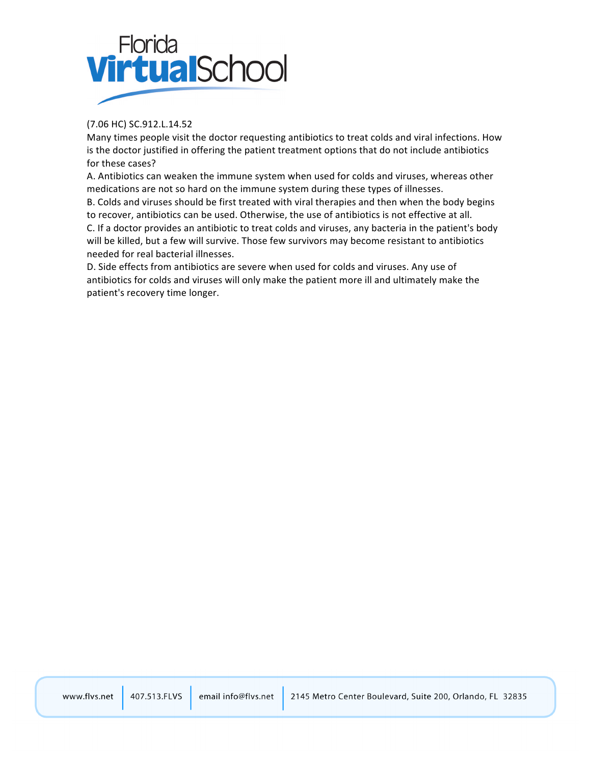(7.06 HC) SC.912.L.14.52

Many times people visit the doctor requesting antibiotics to treat colds and viral infections. How is the doctor justified in offering the patient treatment options that do not include antibiotics for these cases?

A. Antibiotics can weaken the immune system when used for colds and viruses, whereas other medications are not so hard on the immune system during these types of illnesses.

B. Colds and viruses should be first treated with viral therapies and then when the body begins to recover, antibiotics can be used. Otherwise, the use of antibiotics is not effective at all.

C. If a doctor provides an antibiotic to treat colds and viruses, any bacteria in the patient's body will be killed, but a few will survive. Those few survivors may become resistant to antibiotics needed for real bacterial illnesses.

D. Side effects from antibiotics are severe when used for colds and viruses. Any use of antibiotics for colds and viruses will only make the patient more ill and ultimately make the patient's recovery time longer.